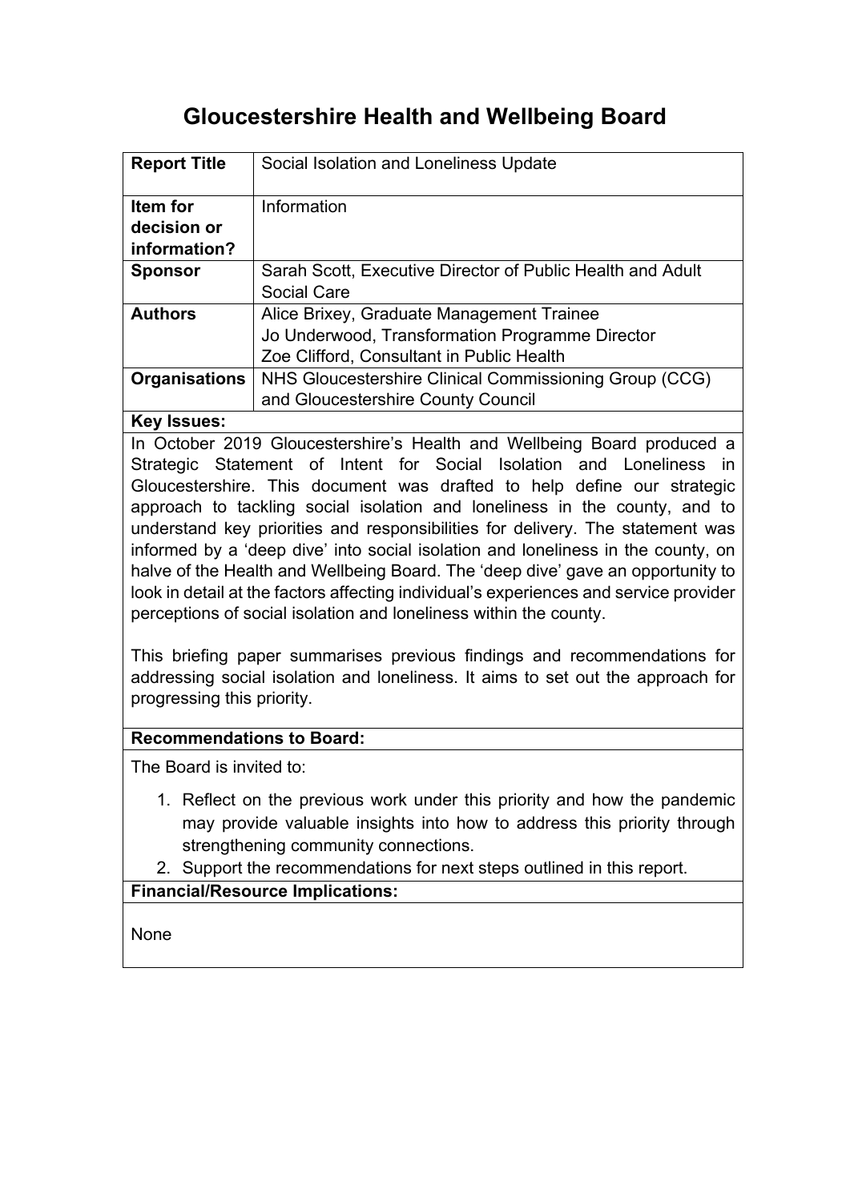# Gloucestershire Health and Wellbeing Board

| | |
|---|---|
| **Report Title** | Social Isolation and Loneliness Update |
| **Item for decision or information?** | Information |
| **Sponsor** | Sarah Scott, Executive Director of Public Health and Adult Social Care |
| **Authors** | Alice Brixey, Graduate Management Trainee<br>Jo Underwood, Transformation Programme Director<br>Zoe Clifford, Consultant in Public Health |
| **Organisations** | NHS Gloucestershire Clinical Commissioning Group (CCG) and Gloucestershire County Council |

**Key Issues:**

In October 2019 Gloucestershire's Health and Wellbeing Board produced a Strategic Statement of Intent for Social Isolation and Loneliness in Gloucestershire. This document was drafted to help define our strategic approach to tackling social isolation and loneliness in the county, and to understand key priorities and responsibilities for delivery. The statement was informed by a 'deep dive' into social isolation and loneliness in the county, on halve of the Health and Wellbeing Board. The 'deep dive' gave an opportunity to look in detail at the factors affecting individual's experiences and service provider perceptions of social isolation and loneliness within the county.

This briefing paper summarises previous findings and recommendations for addressing social isolation and loneliness. It aims to set out the approach for progressing this priority.

**Recommendations to Board:**

The Board is invited to:

1. Reflect on the previous work under this priority and how the pandemic may provide valuable insights into how to address this priority through strengthening community connections.
2. Support the recommendations for next steps outlined in this report.

**Financial/Resource Implications:**

None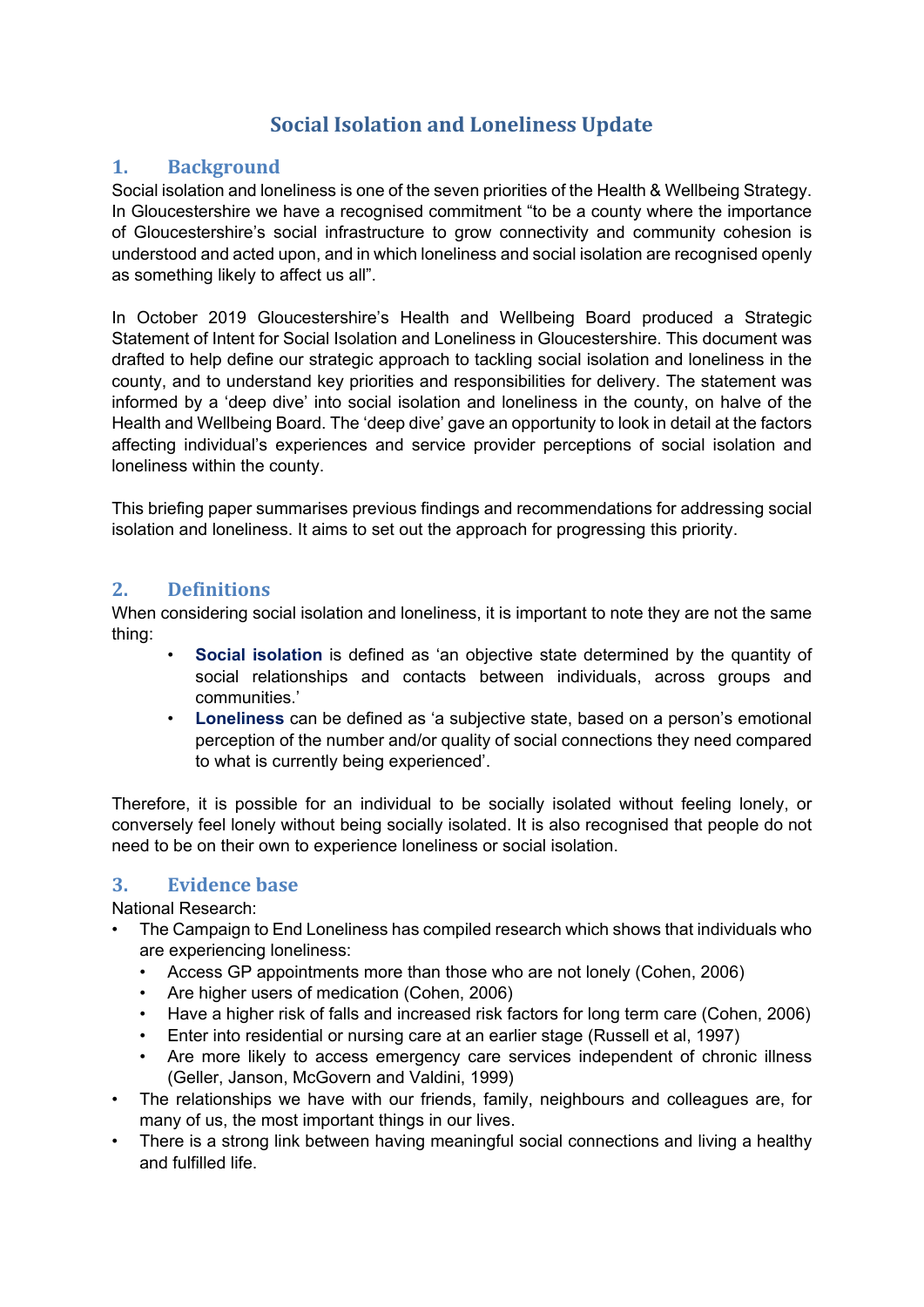# Social Isolation and Loneliness Update

## 1. Background

Social isolation and loneliness is one of the seven priorities of the Health & Wellbeing Strategy. In Gloucestershire we have a recognised commitment "to be a county where the importance of Gloucestershire's social infrastructure to grow connectivity and community cohesion is understood and acted upon, and in which loneliness and social isolation are recognised openly as something likely to affect us all".

In October 2019 Gloucestershire's Health and Wellbeing Board produced a Strategic Statement of Intent for Social Isolation and Loneliness in Gloucestershire. This document was drafted to help define our strategic approach to tackling social isolation and loneliness in the county, and to understand key priorities and responsibilities for delivery. The statement was informed by a 'deep dive' into social isolation and loneliness in the county, on halve of the Health and Wellbeing Board. The 'deep dive' gave an opportunity to look in detail at the factors affecting individual's experiences and service provider perceptions of social isolation and loneliness within the county.

This briefing paper summarises previous findings and recommendations for addressing social isolation and loneliness. It aims to set out the approach for progressing this priority.

## 2. Definitions

When considering social isolation and loneliness, it is important to note they are not the same thing:

- **Social isolation** is defined as 'an objective state determined by the quantity of social relationships and contacts between individuals, across groups and communities.'
- **Loneliness** can be defined as 'a subjective state, based on a person's emotional perception of the number and/or quality of social connections they need compared to what is currently being experienced'.

Therefore, it is possible for an individual to be socially isolated without feeling lonely, or conversely feel lonely without being socially isolated. It is also recognised that people do not need to be on their own to experience loneliness or social isolation.

## 3. Evidence base

National Research:

- The Campaign to End Loneliness has compiled research which shows that individuals who are experiencing loneliness:
  - Access GP appointments more than those who are not lonely (Cohen, 2006)
  - Are higher users of medication (Cohen, 2006)
  - Have a higher risk of falls and increased risk factors for long term care (Cohen, 2006)
  - Enter into residential or nursing care at an earlier stage (Russell et al, 1997)
  - Are more likely to access emergency care services independent of chronic illness (Geller, Janson, McGovern and Valdini, 1999)
- The relationships we have with our friends, family, neighbours and colleagues are, for many of us, the most important things in our lives.
- There is a strong link between having meaningful social connections and living a healthy and fulfilled life.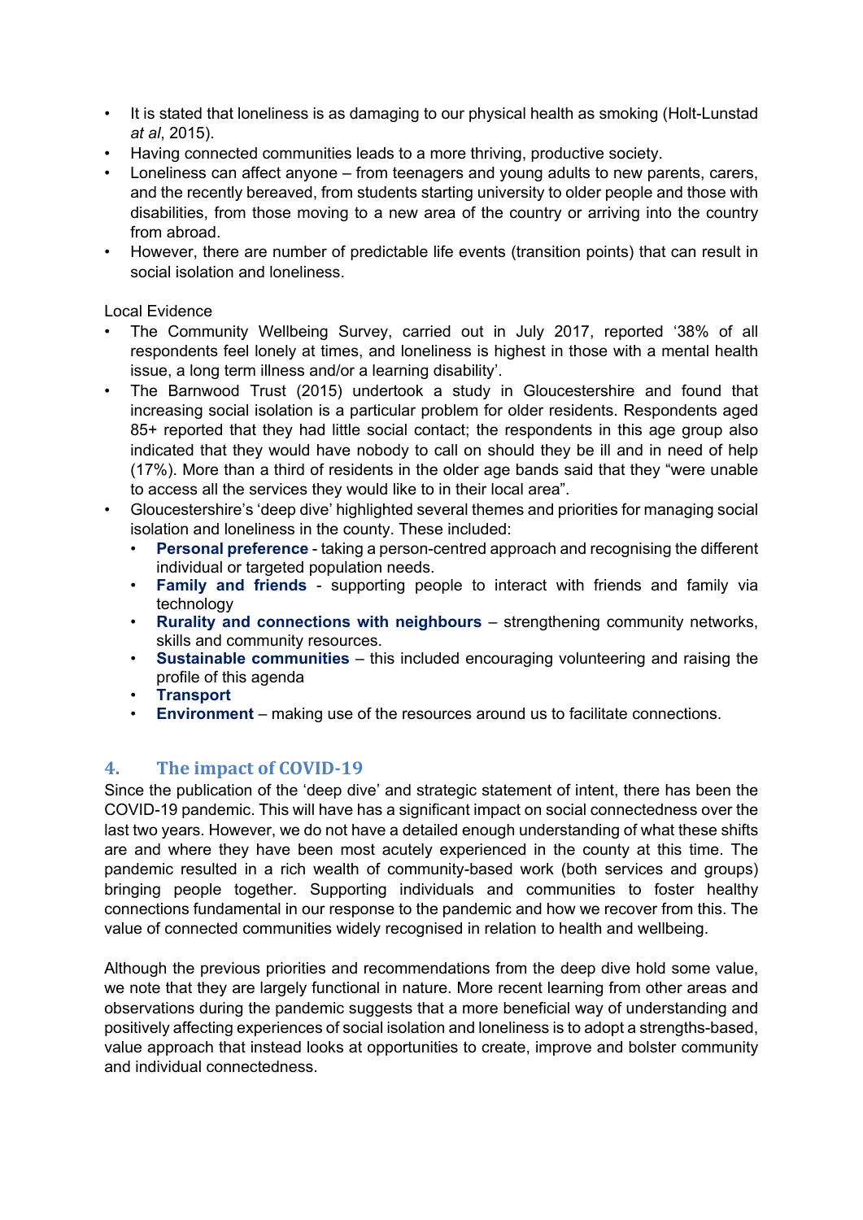- It is stated that loneliness is as damaging to our physical health as smoking (Holt-Lunstad *at al*, 2015).
- Having connected communities leads to a more thriving, productive society.
- Loneliness can affect anyone – from teenagers and young adults to new parents, carers, and the recently bereaved, from students starting university to older people and those with disabilities, from those moving to a new area of the country or arriving into the country from abroad.
- However, there are number of predictable life events (transition points) that can result in social isolation and loneliness.

Local Evidence

- The Community Wellbeing Survey, carried out in July 2017, reported '38% of all respondents feel lonely at times, and loneliness is highest in those with a mental health issue, a long term illness and/or a learning disability'.
- The Barnwood Trust (2015) undertook a study in Gloucestershire and found that increasing social isolation is a particular problem for older residents. Respondents aged 85+ reported that they had little social contact; the respondents in this age group also indicated that they would have nobody to call on should they be ill and in need of help (17%). More than a third of residents in the older age bands said that they "were unable to access all the services they would like to in their local area".
- Gloucestershire's 'deep dive' highlighted several themes and priorities for managing social isolation and loneliness in the county. These included:
  - **Personal preference** - taking a person-centred approach and recognising the different individual or targeted population needs.
  - **Family and friends** - supporting people to interact with friends and family via technology
  - **Rurality and connections with neighbours** – strengthening community networks, skills and community resources.
  - **Sustainable communities** – this included encouraging volunteering and raising the profile of this agenda
  - **Transport**
  - **Environment** – making use of the resources around us to facilitate connections.

## 4. The impact of COVID-19

Since the publication of the 'deep dive' and strategic statement of intent, there has been the COVID-19 pandemic. This will have has a significant impact on social connectedness over the last two years. However, we do not have a detailed enough understanding of what these shifts are and where they have been most acutely experienced in the county at this time. The pandemic resulted in a rich wealth of community-based work (both services and groups) bringing people together. Supporting individuals and communities to foster healthy connections fundamental in our response to the pandemic and how we recover from this. The value of connected communities widely recognised in relation to health and wellbeing.

Although the previous priorities and recommendations from the deep dive hold some value, we note that they are largely functional in nature. More recent learning from other areas and observations during the pandemic suggests that a more beneficial way of understanding and positively affecting experiences of social isolation and loneliness is to adopt a strengths-based, value approach that instead looks at opportunities to create, improve and bolster community and individual connectedness.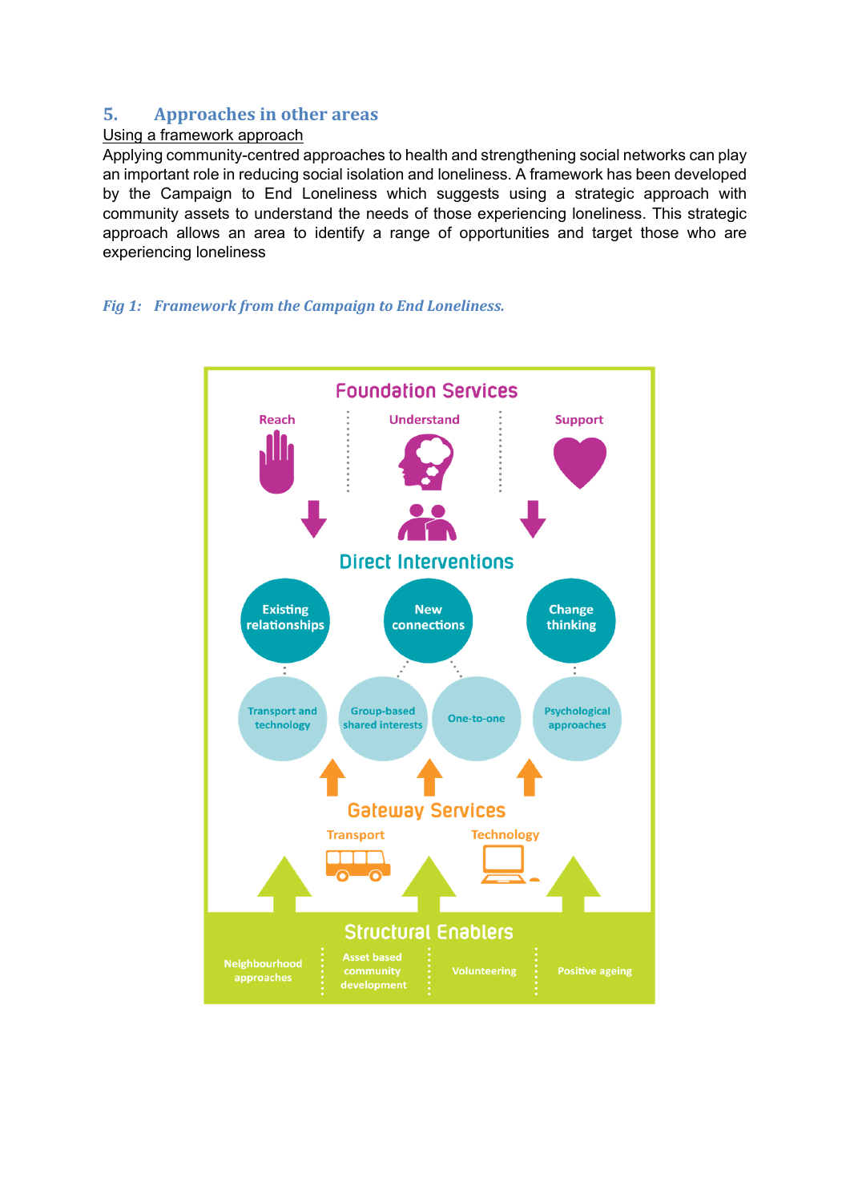## 5. Approaches in other areas

Using a framework approach

Applying community-centred approaches to health and strengthening social networks can play an important role in reducing social isolation and loneliness. A framework has been developed by the Campaign to End Loneliness which suggests using a strategic approach with community assets to understand the needs of those experiencing loneliness. This strategic approach allows an area to identify a range of opportunities and target those who are experiencing loneliness

*Fig 1: Framework from the Campaign to End Loneliness.*

**Foundation Services**

Reach | Understand | Support

**Direct Interventions**

- Existing relationships
  - Transport and technology
- New connections
  - Group-based shared interests
  - One-to-one
- Change thinking
  - Psychological approaches

**Gateway Services**

Transport | Technology

**Structural Enablers**

Neighbourhood approaches | Asset based community development | Volunteering | Positive ageing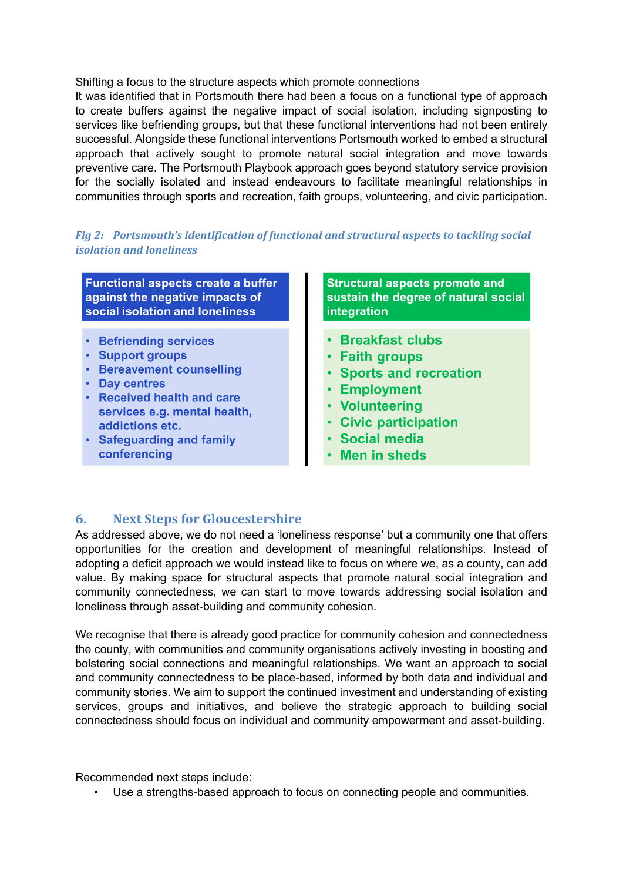Shifting a focus to the structure aspects which promote connections

It was identified that in Portsmouth there had been a focus on a functional type of approach to create buffers against the negative impact of social isolation, including signposting to services like befriending groups, but that these functional interventions had not been entirely successful. Alongside these functional interventions Portsmouth worked to embed a structural approach that actively sought to promote natural social integration and move towards preventive care. The Portsmouth Playbook approach goes beyond statutory service provision for the socially isolated and instead endeavours to facilitate meaningful relationships in communities through sports and recreation, faith groups, volunteering, and civic participation.

*Fig 2: Portsmouth's identification of functional and structural aspects to tackling social isolation and loneliness*

| Functional aspects create a buffer against the negative impacts of social isolation and loneliness | Structural aspects promote and sustain the degree of natural social integration |
|---|---|
| • Befriending services<br>• Support groups<br>• Bereavement counselling<br>• Day centres<br>• Received health and care services e.g. mental health, addictions etc.<br>• Safeguarding and family conferencing | • Breakfast clubs<br>• Faith groups<br>• Sports and recreation<br>• Employment<br>• Volunteering<br>• Civic participation<br>• Social media<br>• Men in sheds |

## 6. Next Steps for Gloucestershire

As addressed above, we do not need a 'loneliness response' but a community one that offers opportunities for the creation and development of meaningful relationships. Instead of adopting a deficit approach we would instead like to focus on where we, as a county, can add value. By making space for structural aspects that promote natural social integration and community connectedness, we can start to move towards addressing social isolation and loneliness through asset-building and community cohesion.

We recognise that there is already good practice for community cohesion and connectedness the county, with communities and community organisations actively investing in boosting and bolstering social connections and meaningful relationships. We want an approach to social and community connectedness to be place-based, informed by both data and individual and community stories. We aim to support the continued investment and understanding of existing services, groups and initiatives, and believe the strategic approach to building social connectedness should focus on individual and community empowerment and asset-building.

Recommended next steps include:

- Use a strengths-based approach to focus on connecting people and communities.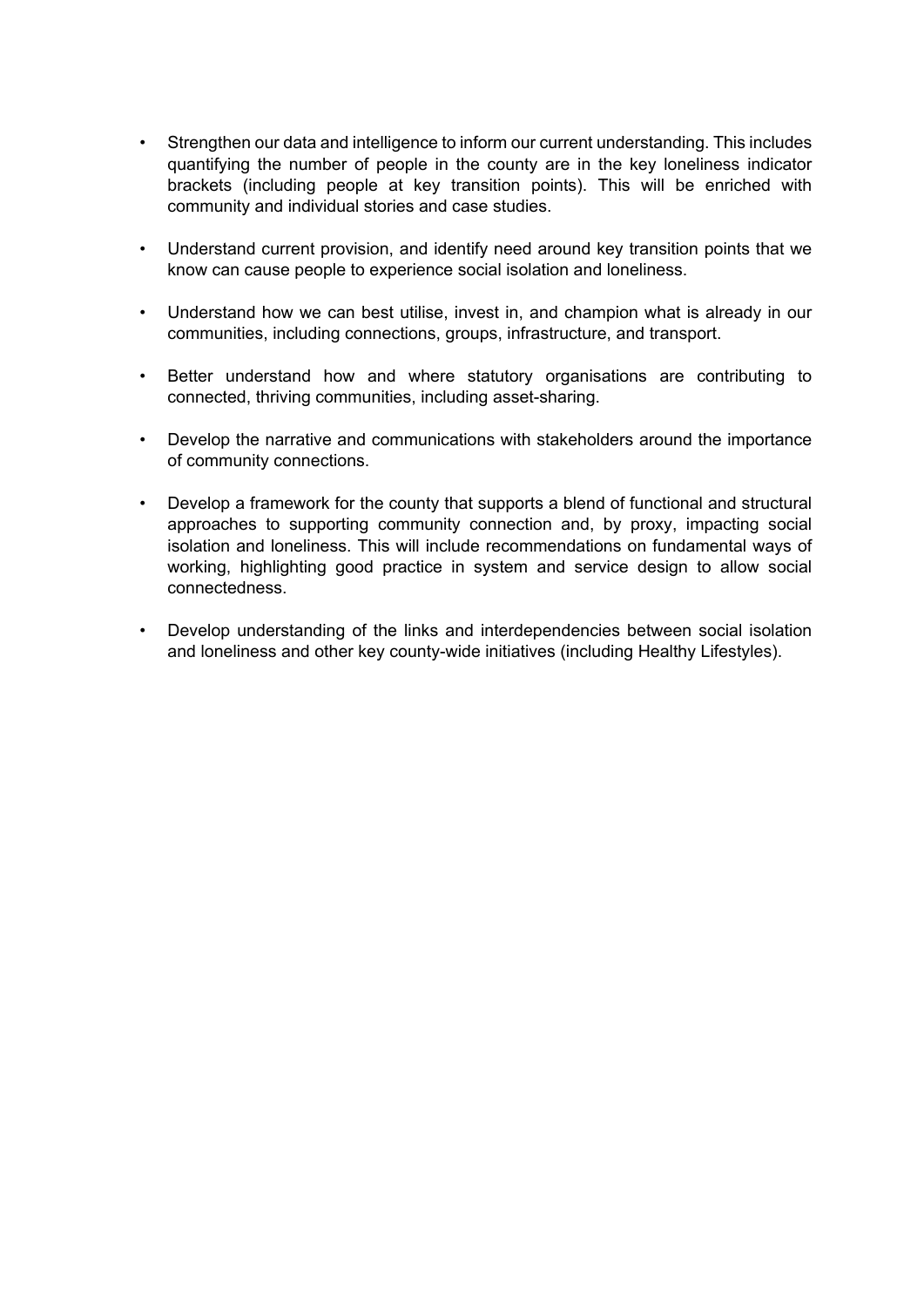- Strengthen our data and intelligence to inform our current understanding. This includes quantifying the number of people in the county are in the key loneliness indicator brackets (including people at key transition points). This will be enriched with community and individual stories and case studies.

- Understand current provision, and identify need around key transition points that we know can cause people to experience social isolation and loneliness.

- Understand how we can best utilise, invest in, and champion what is already in our communities, including connections, groups, infrastructure, and transport.

- Better understand how and where statutory organisations are contributing to connected, thriving communities, including asset-sharing.

- Develop the narrative and communications with stakeholders around the importance of community connections.

- Develop a framework for the county that supports a blend of functional and structural approaches to supporting community connection and, by proxy, impacting social isolation and loneliness. This will include recommendations on fundamental ways of working, highlighting good practice in system and service design to allow social connectedness.

- Develop understanding of the links and interdependencies between social isolation and loneliness and other key county-wide initiatives (including Healthy Lifestyles).